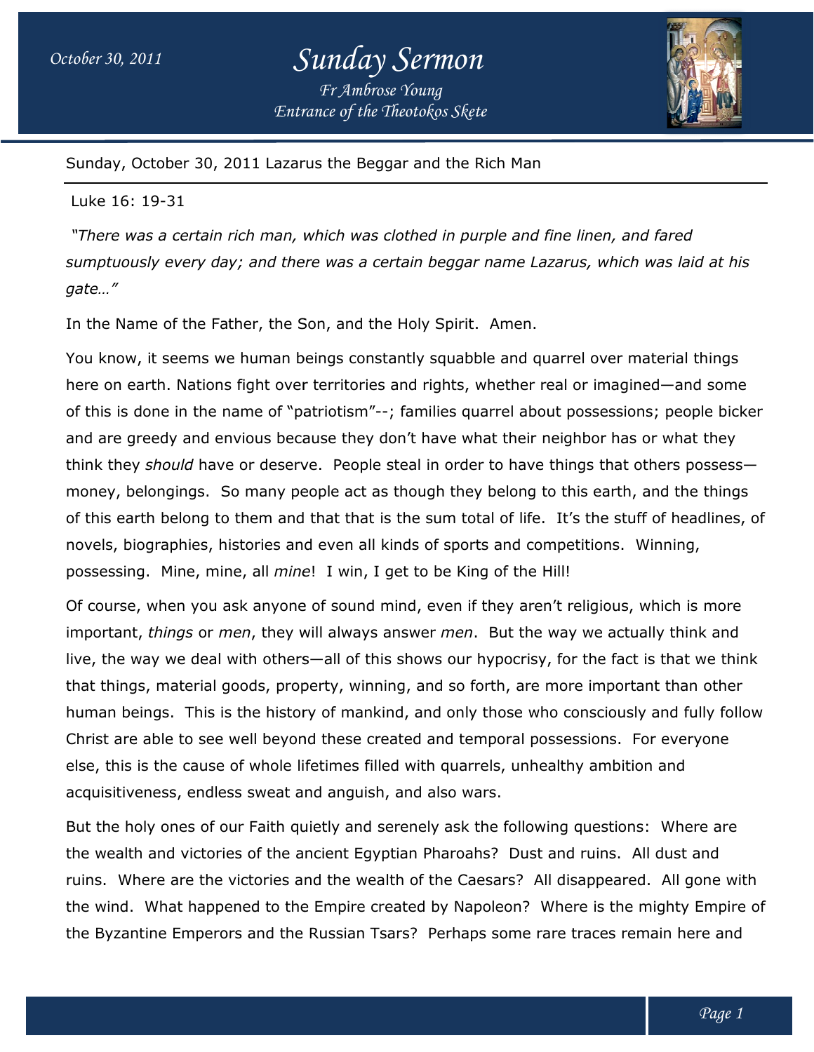Sunday, October 30, 2011 Lazarus the Beggar and the Rich Man

Luke 16: 19-31

*"There was a certain rich man, which was clothed in purple and fine linen, and fared sumptuously every day; and there was a certain beggar name Lazarus, which was laid at his gate…"*

In the Name of the Father, the Son, and the Holy Spirit. Amen.

You know, it seems we human beings constantly squabble and quarrel over material things here on earth. Nations fight over territories and rights, whether real or imagined—and some of this is done in the name of "patriotism"--; families quarrel about possessions; people bicker and are greedy and envious because they don't have what their neighbor has or what they think they *should* have or deserve. People steal in order to have things that others possess—money, belongings. So many people act as though they belong to this earth, and the things of this earth belong to them and that that is the sum total of life. It's the stuff of headlines, of novels, biographies, histories and even all kinds of sports and competitions. Winning, possessing. Mine, mine, all *mine*! I win, I get to be King of the Hill!

Of course, when you ask anyone of sound mind, even if they aren't religious, which is more important, *things* or *men*, they will always answer *men*. But the way we actually think and live, the way we deal with others—all of this shows our hypocrisy, for the fact is that we think that things, material goods, property, winning, and so forth, are more important than other human beings. This is the history of mankind, and only those who consciously and fully follow Christ are able to see well beyond these created and temporal possessions. For everyone else, this is the cause of whole lifetimes filled with quarrels, unhealthy ambition and acquisitiveness, endless sweat and anguish, and also wars.

But the holy ones of our Faith quietly and serenely ask the following questions: Where are the wealth and victories of the ancient Egyptian Pharoahs? Dust and ruins. All dust and ruins. Where are the victories and the wealth of the Caesars? All disappeared. All gone with the wind. What happened to the Empire created by Napoleon? Where is the mighty Empire of the Byzantine Emperors and the Russian Tsars? Perhaps some rare traces remain here and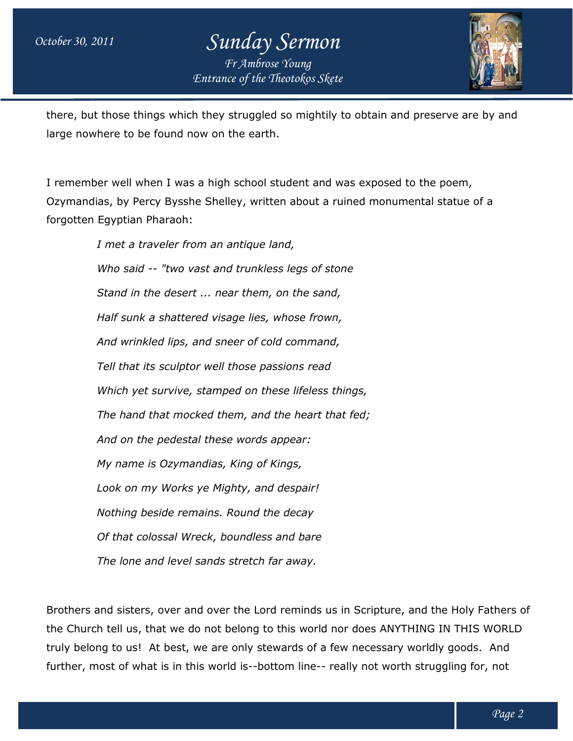there, but those things which they struggled so mightily to obtain and preserve are by and large nowhere to be found now on the earth.

I remember well when I was a high school student and was exposed to the poem, Ozymandias, by Percy Bysshe Shelley, written about a ruined monumental statue of a forgotten Egyptian Pharaoh:

> *I met a traveler from an antique land,*
>
> *Who said -- "two vast and trunkless legs of stone*
>
> *Stand in the desert ... near them, on the sand,*
>
> *Half sunk a shattered visage lies, whose frown,*
>
> *And wrinkled lips, and sneer of cold command,*
>
> *Tell that its sculptor well those passions read*
>
> *Which yet survive, stamped on these lifeless things,*
>
> *The hand that mocked them, and the heart that fed;*
>
> *And on the pedestal these words appear:*
>
> *My name is Ozymandias, King of Kings,*
>
> *Look on my Works ye Mighty, and despair!*
>
> *Nothing beside remains. Round the decay*
>
> *Of that colossal Wreck, boundless and bare*
>
> *The lone and level sands stretch far away.*

Brothers and sisters, over and over the Lord reminds us in Scripture, and the Holy Fathers of the Church tell us, that we do not belong to this world nor does ANYTHING IN THIS WORLD truly belong to us! At best, we are only stewards of a few necessary worldly goods. And further, most of what is in this world is--bottom line-- really not worth struggling for, not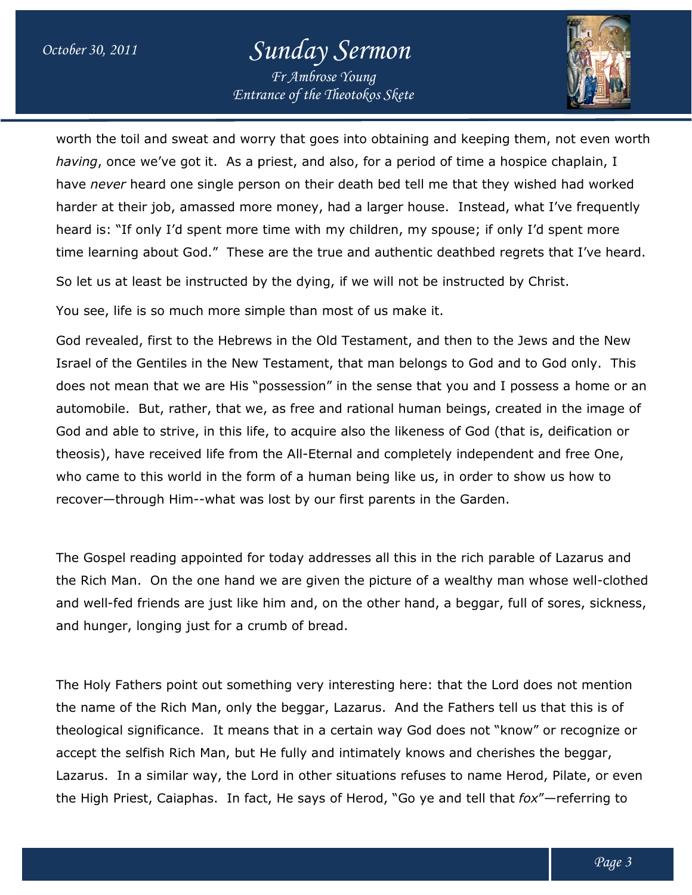worth the toil and sweat and worry that goes into obtaining and keeping them, not even worth *having*, once we've got it. As a priest, and also, for a period of time a hospice chaplain, I have *never* heard one single person on their death bed tell me that they wished had worked harder at their job, amassed more money, had a larger house. Instead, what I've frequently heard is: "If only I'd spent more time with my children, my spouse; if only I'd spent more time learning about God." These are the true and authentic deathbed regrets that I've heard.

So let us at least be instructed by the dying, if we will not be instructed by Christ.

You see, life is so much more simple than most of us make it.

God revealed, first to the Hebrews in the Old Testament, and then to the Jews and the New Israel of the Gentiles in the New Testament, that man belongs to God and to God only. This does not mean that we are His "possession" in the sense that you and I possess a home or an automobile. But, rather, that we, as free and rational human beings, created in the image of God and able to strive, in this life, to acquire also the likeness of God (that is, deification or theosis), have received life from the All-Eternal and completely independent and free One, who came to this world in the form of a human being like us, in order to show us how to recover—through Him--what was lost by our first parents in the Garden.

The Gospel reading appointed for today addresses all this in the rich parable of Lazarus and the Rich Man. On the one hand we are given the picture of a wealthy man whose well-clothed and well-fed friends are just like him and, on the other hand, a beggar, full of sores, sickness, and hunger, longing just for a crumb of bread.

The Holy Fathers point out something very interesting here: that the Lord does not mention the name of the Rich Man, only the beggar, Lazarus. And the Fathers tell us that this is of theological significance. It means that in a certain way God does not "know" or recognize or accept the selfish Rich Man, but He fully and intimately knows and cherishes the beggar, Lazarus. In a similar way, the Lord in other situations refuses to name Herod, Pilate, or even the High Priest, Caiaphas. In fact, He says of Herod, "Go ye and tell that *fox*"—referring to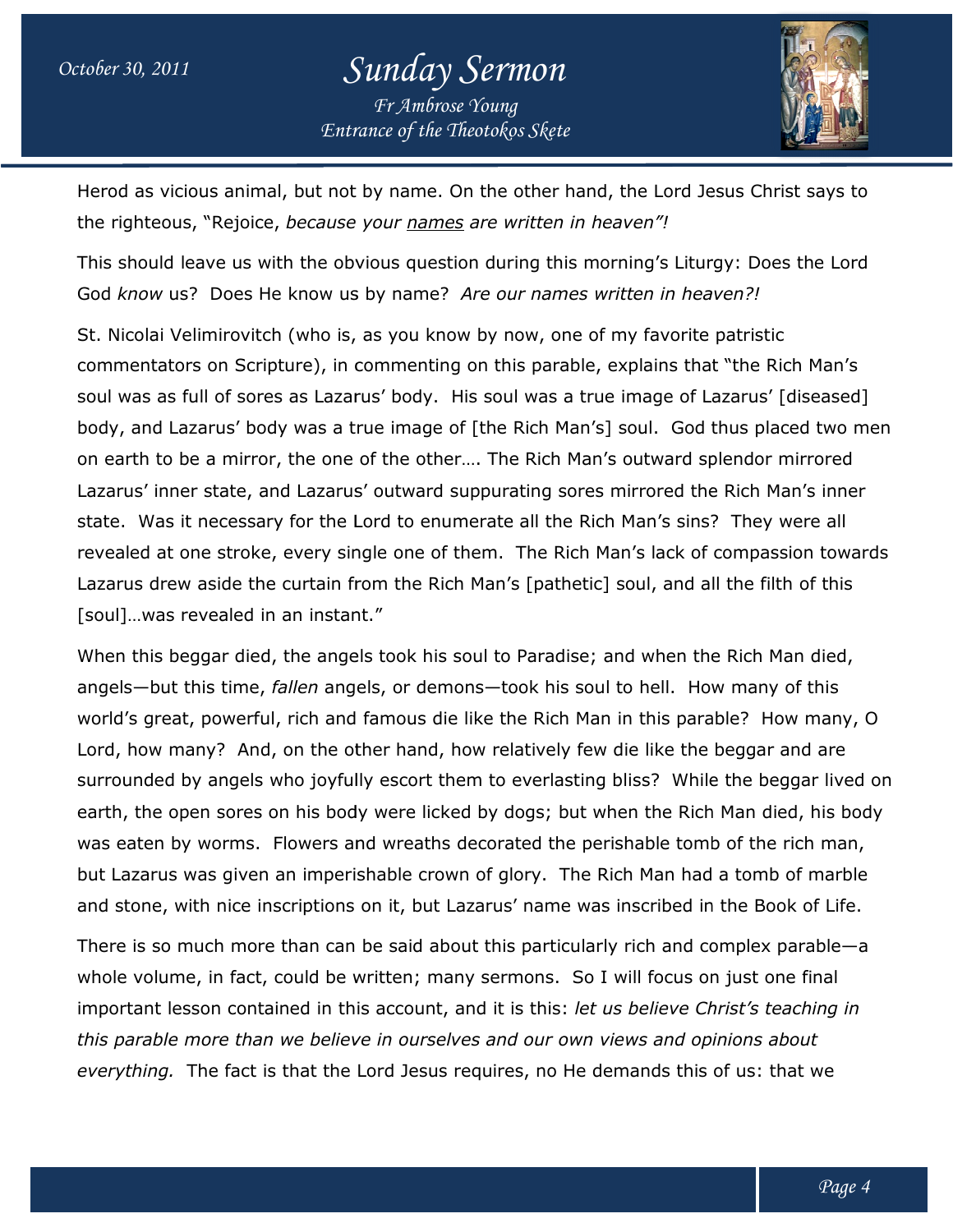Herod as vicious animal, but not by name. On the other hand, the Lord Jesus Christ says to the righteous, "Rejoice, *because your* *<u>names</u>* *are written in heaven"!*

This should leave us with the obvious question during this morning's Liturgy: Does the Lord God *know* us? Does He know us by name? *Are our names written in heaven?!*

St. Nicolai Velimirovitch (who is, as you know by now, one of my favorite patristic commentators on Scripture), in commenting on this parable, explains that "the Rich Man's soul was as full of sores as Lazarus' body. His soul was a true image of Lazarus' [diseased] body, and Lazarus' body was a true image of [the Rich Man's] soul. God thus placed two men on earth to be a mirror, the one of the other…. The Rich Man's outward splendor mirrored Lazarus' inner state, and Lazarus' outward suppurating sores mirrored the Rich Man's inner state. Was it necessary for the Lord to enumerate all the Rich Man's sins? They were all revealed at one stroke, every single one of them. The Rich Man's lack of compassion towards Lazarus drew aside the curtain from the Rich Man's [pathetic] soul, and all the filth of this [soul]…was revealed in an instant."

When this beggar died, the angels took his soul to Paradise; and when the Rich Man died, angels—but this time, *fallen* angels, or demons—took his soul to hell. How many of this world's great, powerful, rich and famous die like the Rich Man in this parable? How many, O Lord, how many? And, on the other hand, how relatively few die like the beggar and are surrounded by angels who joyfully escort them to everlasting bliss? While the beggar lived on earth, the open sores on his body were licked by dogs; but when the Rich Man died, his body was eaten by worms. Flowers and wreaths decorated the perishable tomb of the rich man, but Lazarus was given an imperishable crown of glory. The Rich Man had a tomb of marble and stone, with nice inscriptions on it, but Lazarus' name was inscribed in the Book of Life.

There is so much more than can be said about this particularly rich and complex parable—a whole volume, in fact, could be written; many sermons. So I will focus on just one final important lesson contained in this account, and it is this: *let us believe Christ's teaching in this parable more than we believe in ourselves and our own views and opinions about everything.* The fact is that the Lord Jesus requires, no He demands this of us: that we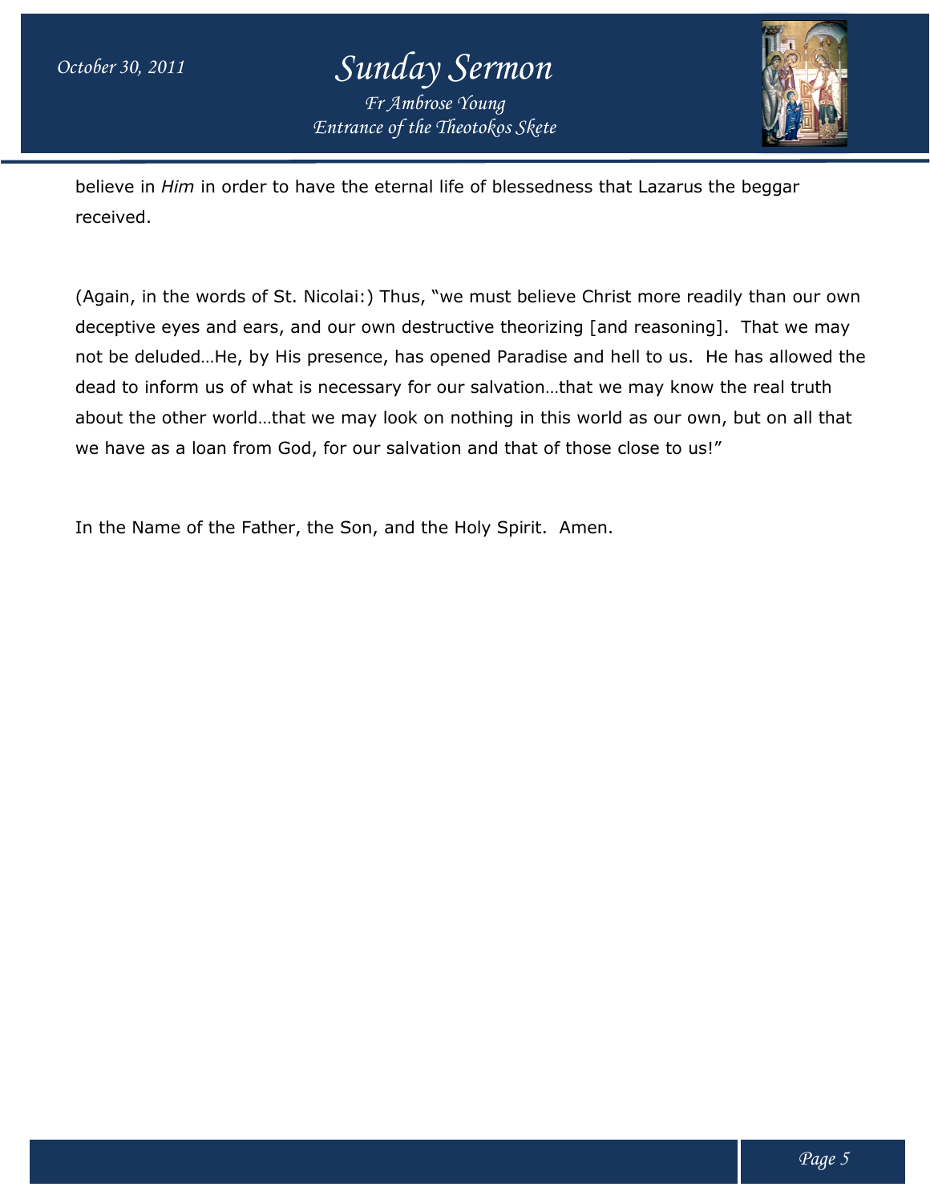believe in *Him* in order to have the eternal life of blessedness that Lazarus the beggar received.

(Again, in the words of St. Nicolai:) Thus, "we must believe Christ more readily than our own deceptive eyes and ears, and our own destructive theorizing [and reasoning]. That we may not be deluded…He, by His presence, has opened Paradise and hell to us. He has allowed the dead to inform us of what is necessary for our salvation…that we may know the real truth about the other world…that we may look on nothing in this world as our own, but on all that we have as a loan from God, for our salvation and that of those close to us!"

In the Name of the Father, the Son, and the Holy Spirit. Amen.